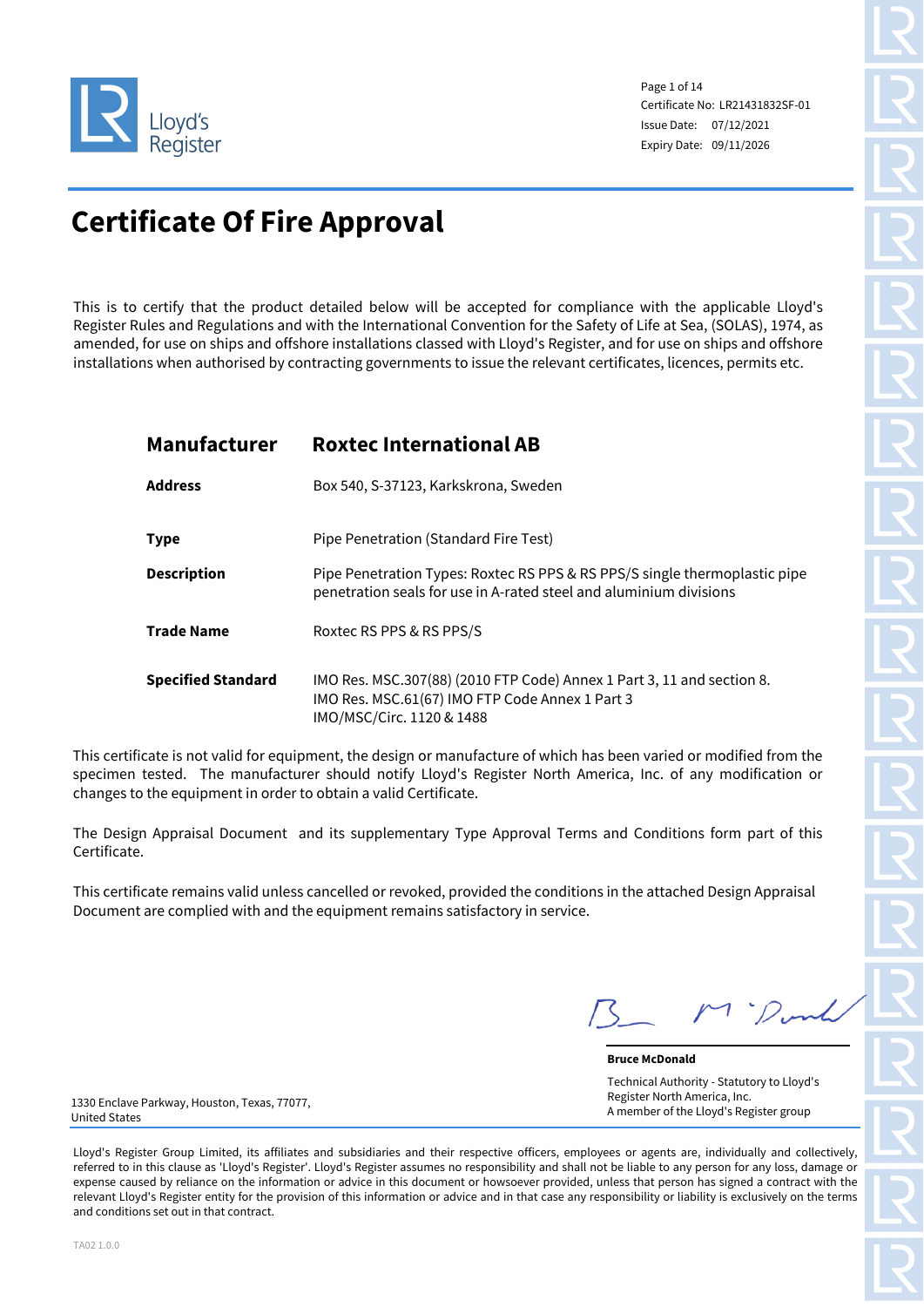Lloyd's Register

Certificate No: LR21431832SF-01
Issue Date: 07/12/2021
Expiry Date: 09/11/2026

# Certificate Of Fire Approval

This is to certify that the product detailed below will be accepted for compliance with the applicable Lloyd's Register Rules and Regulations and with the International Convention for the Safety of Life at Sea, (SOLAS), 1974, as amended, for use on ships and offshore installations classed with Lloyd's Register, and for use on ships and offshore installations when authorised by contracting governments to issue the relevant certificates, licences, permits etc.

| **Manufacturer** | **Roxtec International AB** |
|---|---|
| **Address** | Box 540, S-37123, Karkskrona, Sweden |
| **Type** | Pipe Penetration (Standard Fire Test) |
| **Description** | Pipe Penetration Types: Roxtec RS PPS & RS PPS/S single thermoplastic pipe penetration seals for use in A-rated steel and aluminium divisions |
| **Trade Name** | Roxtec RS PPS & RS PPS/S |
| **Specified Standard** | IMO Res. MSC.307(88) (2010 FTP Code) Annex 1 Part 3, 11 and section 8.<br>IMO Res. MSC.61(67) IMO FTP Code Annex 1 Part 3<br>IMO/MSC/Circ. 1120 & 1488 |

This certificate is not valid for equipment, the design or manufacture of which has been varied or modified from the specimen tested. The manufacturer should notify Lloyd's Register North America, Inc. of any modification or changes to the equipment in order to obtain a valid Certificate.

The Design Appraisal Document and its supplementary Type Approval Terms and Conditions form part of this Certificate.

This certificate remains valid unless cancelled or revoked, provided the conditions in the attached Design Appraisal Document are complied with and the equipment remains satisfactory in service.

**Bruce McDonald**

Technical Authority - Statutory to Lloyd's Register North America, Inc.
A member of the Lloyd's Register group

1330 Enclave Parkway, Houston, Texas, 77077, United States

Lloyd's Register Group Limited, its affiliates and subsidiaries and their respective officers, employees or agents are, individually and collectively, referred to in this clause as 'Lloyd's Register'. Lloyd's Register assumes no responsibility and shall not be liable to any person for any loss, damage or expense caused by reliance on the information or advice in this document or howsoever provided, unless that person has signed a contract with the relevant Lloyd's Register entity for the provision of this information or advice and in that case any responsibility or liability is exclusively on the terms and conditions set out in that contract.

TA02 1.0.0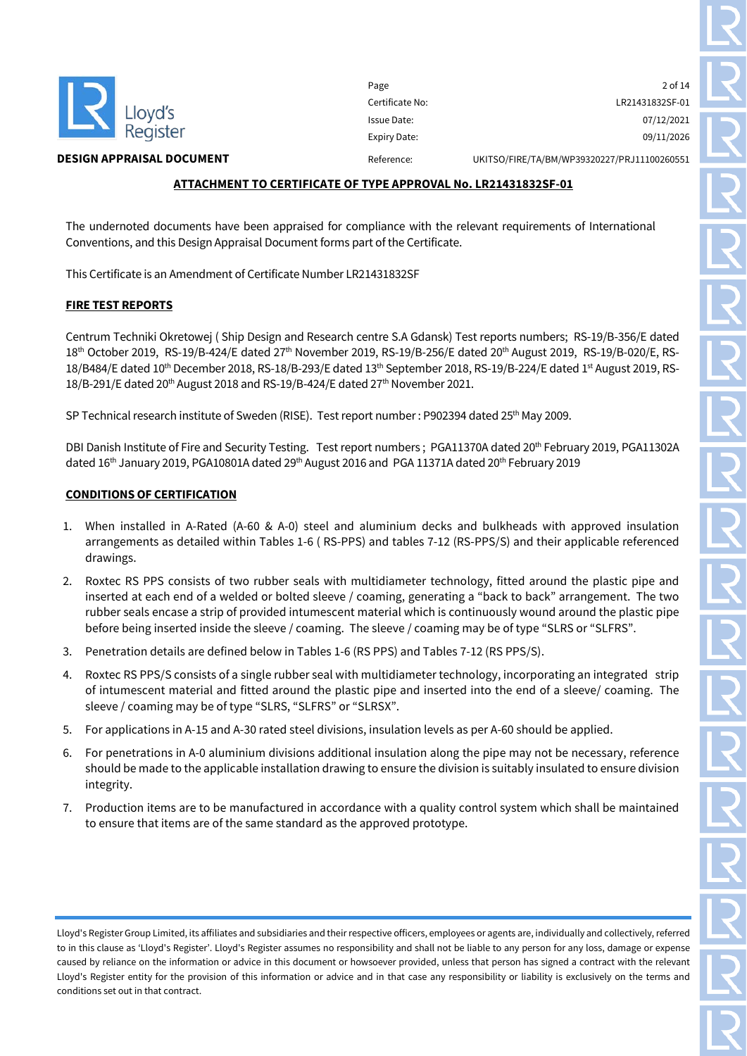**DESIGN APPRAISAL DOCUMENT**

| | |
|---|---|
| Certificate No: | LR21431832SF-01 |
| Issue Date: | 07/12/2021 |
| Expiry Date: | 09/11/2026 |
| Reference: | UKITSO/FIRE/TA/BM/WP39320227/PRJ11100260551 |

## ATTACHMENT TO CERTIFICATE OF TYPE APPROVAL No. LR21431832SF-01

The undernoted documents have been appraised for compliance with the relevant requirements of International Conventions, and this Design Appraisal Document forms part of the Certificate.

This Certificate is an Amendment of Certificate Number LR21431832SF

### FIRE TEST REPORTS

Centrum Techniki Okretowej ( Ship Design and Research centre S.A Gdansk) Test reports numbers; RS-19/B-356/E dated 18th October 2019, RS-19/B-424/E dated 27th November 2019, RS-19/B-256/E dated 20th August 2019, RS-19/B-020/E, RS-18/B484/E dated 10th December 2018, RS-18/B-293/E dated 13th September 2018, RS-19/B-224/E dated 1st August 2019, RS-18/B-291/E dated 20th August 2018 and RS-19/B-424/E dated 27th November 2021.

SP Technical research institute of Sweden (RISE). Test report number : P902394 dated 25th May 2009.

DBI Danish Institute of Fire and Security Testing. Test report numbers ; PGA11370A dated 20th February 2019, PGA11302A dated 16th January 2019, PGA10801A dated 29th August 2016 and PGA 11371A dated 20th February 2019

### CONDITIONS OF CERTIFICATION

1. When installed in A-Rated (A-60 & A-0) steel and aluminium decks and bulkheads with approved insulation arrangements as detailed within Tables 1-6 ( RS-PPS) and tables 7-12 (RS-PPS/S) and their applicable referenced drawings.
2. Roxtec RS PPS consists of two rubber seals with multidiameter technology, fitted around the plastic pipe and inserted at each end of a welded or bolted sleeve / coaming, generating a "back to back" arrangement. The two rubber seals encase a strip of provided intumescent material which is continuously wound around the plastic pipe before being inserted inside the sleeve / coaming. The sleeve / coaming may be of type "SLRS or "SLFRS".
3. Penetration details are defined below in Tables 1-6 (RS PPS) and Tables 7-12 (RS PPS/S).
4. Roxtec RS PPS/S consists of a single rubber seal with multidiameter technology, incorporating an integrated strip of intumescent material and fitted around the plastic pipe and inserted into the end of a sleeve/ coaming. The sleeve / coaming may be of type "SLRS, "SLFRS" or "SLRSX".
5. For applications in A-15 and A-30 rated steel divisions, insulation levels as per A-60 should be applied.
6. For penetrations in A-0 aluminium divisions additional insulation along the pipe may not be necessary, reference should be made to the applicable installation drawing to ensure the division is suitably insulated to ensure division integrity.
7. Production items are to be manufactured in accordance with a quality control system which shall be maintained to ensure that items are of the same standard as the approved prototype.

Lloyd's Register Group Limited, its affiliates and subsidiaries and their respective officers, employees or agents are, individually and collectively, referred to in this clause as 'Lloyd's Register'. Lloyd's Register assumes no responsibility and shall not be liable to any person for any loss, damage or expense caused by reliance on the information or advice in this document or howsoever provided, unless that person has signed a contract with the relevant Lloyd's Register entity for the provision of this information or advice and in that case any responsibility or liability is exclusively on the terms and conditions set out in that contract.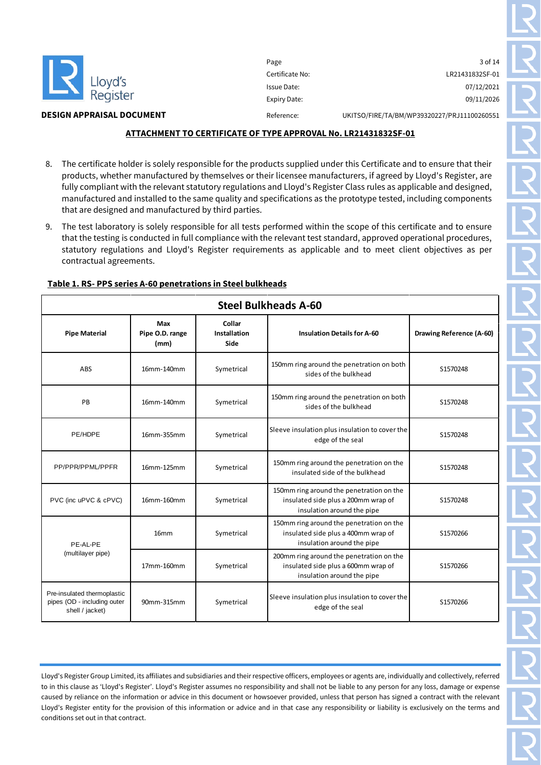## ATTACHMENT TO CERTIFICATE OF TYPE APPROVAL No. LR21431832SF-01

8. The certificate holder is solely responsible for the products supplied under this Certificate and to ensure that their products, whether manufactured by themselves or their licensee manufacturers, if agreed by Lloyd's Register, are fully compliant with the relevant statutory regulations and Lloyd's Register Class rules as applicable and designed, manufactured and installed to the same quality and specifications as the prototype tested, including components that are designed and manufactured by third parties.
9. The test laboratory is solely responsible for all tests performed within the scope of this certificate and to ensure that the testing is conducted in full compliance with the relevant test standard, approved operational procedures, statutory regulations and Lloyd's Register requirements as applicable and to meet client objectives as per contractual agreements.

**Table 1. RS- PPS series A-60 penetrations in Steel bulkheads**

| Steel Bulkheads A-60 | | | | |
|---|---|---|---|---|
| **Pipe Material** | **Max Pipe O.D. range (mm)** | **Collar Installation Side** | **Insulation Details for A-60** | **Drawing Reference (A-60)** |
| ABS | 16mm-140mm | Symetrical | 150mm ring around the penetration on both sides of the bulkhead | S1570248 |
| PB | 16mm-140mm | Symetrical | 150mm ring around the penetration on both sides of the bulkhead | S1570248 |
| PE/HDPE | 16mm-355mm | Symetrical | Sleeve insulation plus insulation to cover the edge of the seal | S1570248 |
| PP/PPR/PPML/PPFR | 16mm-125mm | Symetrical | 150mm ring around the penetration on the insulated side of the bulkhead | S1570248 |
| PVC (inc uPVC & cPVC) | 16mm-160mm | Symetrical | 150mm ring around the penetration on the insulated side plus a 200mm wrap of insulation around the pipe | S1570248 |
| PE-AL-PE (multilayer pipe) | 16mm | Symetrical | 150mm ring around the penetration on the insulated side plus a 400mm wrap of insulation around the pipe | S1570266 |
| | 17mm-160mm | Symetrical | 200mm ring around the penetration on the insulated side plus a 600mm wrap of insulation around the pipe | S1570266 |
| Pre-insulated thermoplastic pipes (OD - including outer shell / jacket) | 90mm-315mm | Symetrical | Sleeve insulation plus insulation to cover the edge of the seal | S1570266 |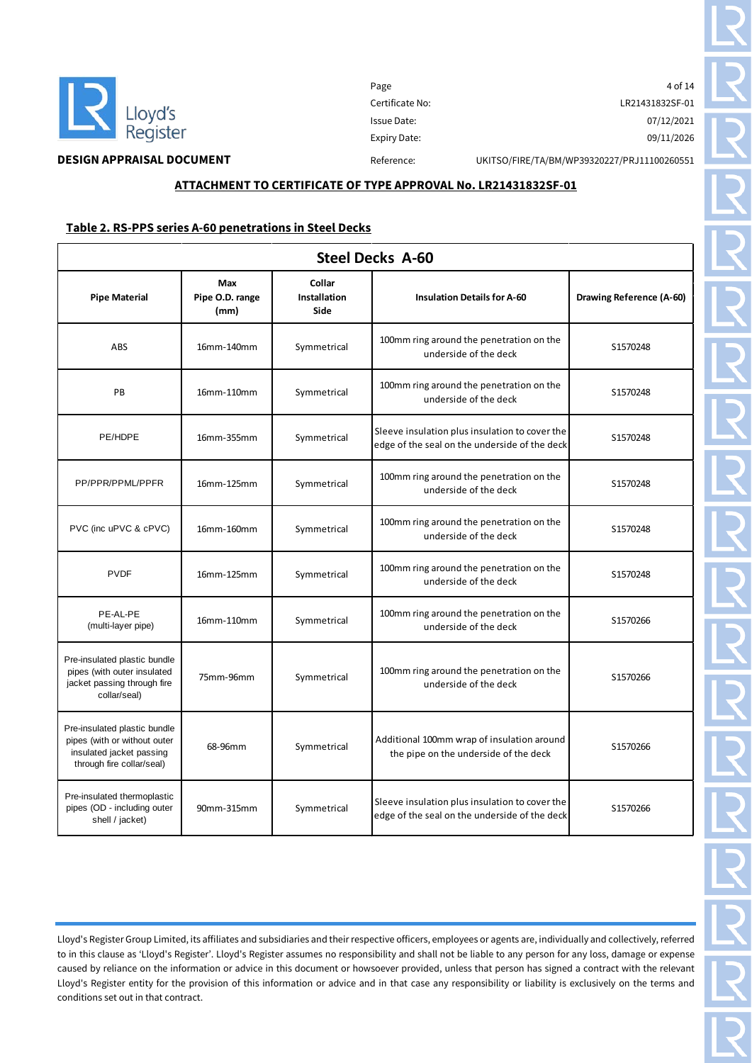**DESIGN APPRAISAL DOCUMENT**

| Page | 4 of 14 |
|---|---|
| Certificate No: | LR21431832SF-01 |
| Issue Date: | 07/12/2021 |
| Expiry Date: | 09/11/2026 |
| Reference: | UKITSO/FIRE/TA/BM/WP39320227/PRJ11100260551 |

## ATTACHMENT TO CERTIFICATE OF TYPE APPROVAL No. LR21431832SF-01

### Table 2. RS-PPS series A-60 penetrations in Steel Decks

| Steel Decks A-60 | | | | |
|---|---|---|---|---|
| **Pipe Material** | **Max Pipe O.D. range (mm)** | **Collar Installation Side** | **Insulation Details for A-60** | **Drawing Reference (A-60)** |
| ABS | 16mm-140mm | Symmetrical | 100mm ring around the penetration on the underside of the deck | S1570248 |
| PB | 16mm-110mm | Symmetrical | 100mm ring around the penetration on the underside of the deck | S1570248 |
| PE/HDPE | 16mm-355mm | Symmetrical | Sleeve insulation plus insulation to cover the edge of the seal on the underside of the deck | S1570248 |
| PP/PPR/PPML/PPFR | 16mm-125mm | Symmetrical | 100mm ring around the penetration on the underside of the deck | S1570248 |
| PVC (inc uPVC & cPVC) | 16mm-160mm | Symmetrical | 100mm ring around the penetration on the underside of the deck | S1570248 |
| PVDF | 16mm-125mm | Symmetrical | 100mm ring around the penetration on the underside of the deck | S1570248 |
| PE-AL-PE (multi-layer pipe) | 16mm-110mm | Symmetrical | 100mm ring around the penetration on the underside of the deck | S1570266 |
| Pre-insulated plastic bundle pipes (with outer insulated jacket passing through fire collar/seal) | 75mm-96mm | Symmetrical | 100mm ring around the penetration on the underside of the deck | S1570266 |
| Pre-insulated plastic bundle pipes (with or without outer insulated jacket passing through fire collar/seal) | 68-96mm | Symmetrical | Additional 100mm wrap of insulation around the pipe on the underside of the deck | S1570266 |
| Pre-insulated thermoplastic pipes (OD - including outer shell / jacket) | 90mm-315mm | Symmetrical | Sleeve insulation plus insulation to cover the edge of the seal on the underside of the deck | S1570266 |

Lloyd's Register Group Limited, its affiliates and subsidiaries and their respective officers, employees or agents are, individually and collectively, referred to in this clause as 'Lloyd's Register'. Lloyd's Register assumes no responsibility and shall not be liable to any person for any loss, damage or expense caused by reliance on the information or advice in this document or howsoever provided, unless that person has signed a contract with the relevant Lloyd's Register entity for the provision of this information or advice and in that case any responsibility or liability is exclusively on the terms and conditions set out in that contract.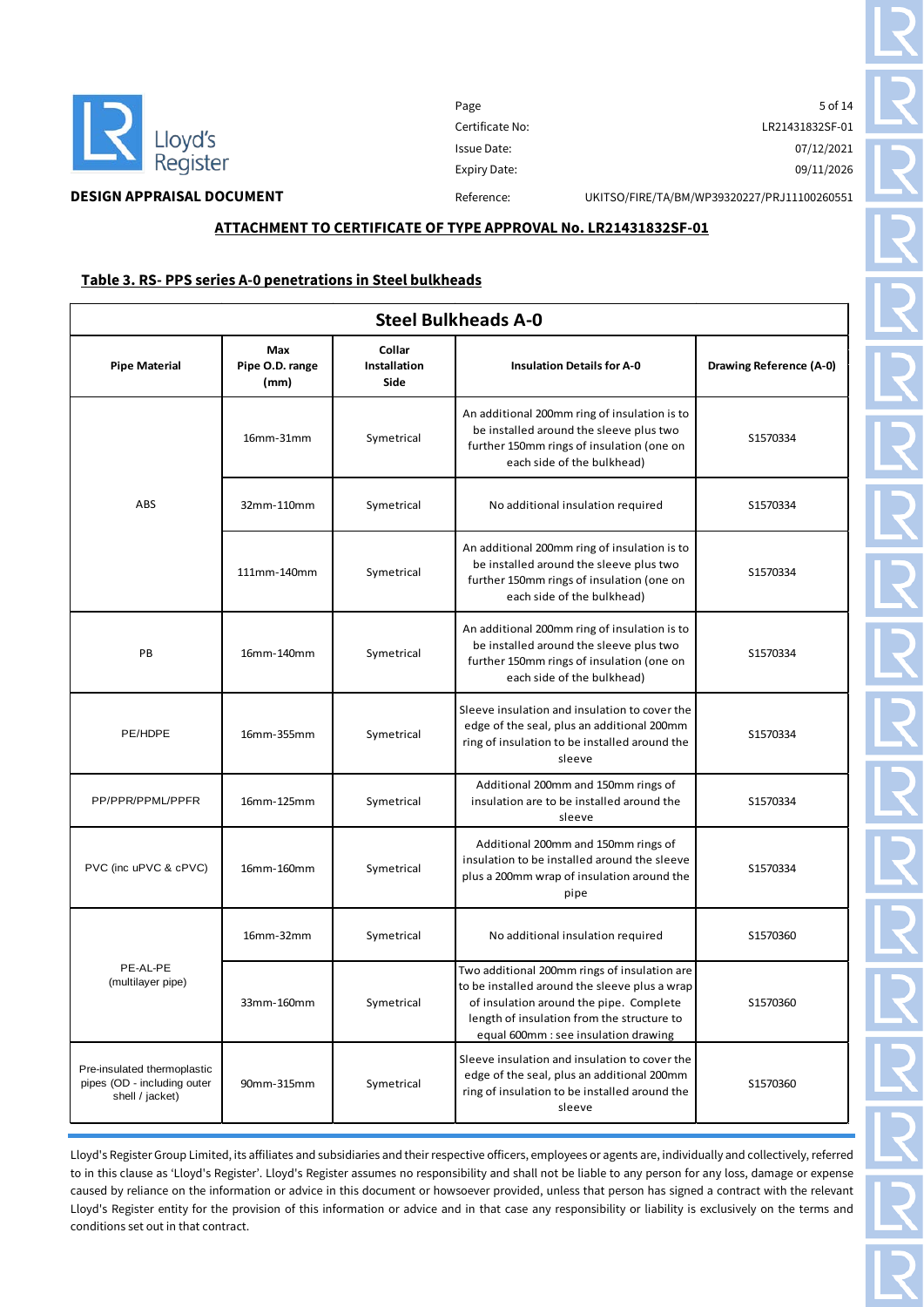**DESIGN APPRAISAL DOCUMENT**

| | |
|---|---|
| Certificate No: | LR21431832SF-01 |
| Issue Date: | 07/12/2021 |
| Expiry Date: | 09/11/2026 |
| Reference: | UKITSO/FIRE/TA/BM/WP39320227/PRJ11100260551 |

## ATTACHMENT TO CERTIFICATE OF TYPE APPROVAL No. LR21431832SF-01

### Table 3. RS- PPS series A-0 penetrations in Steel bulkheads

| Steel Bulkheads A-0 | | | | |
|---|---|---|---|---|
| **Pipe Material** | **Max Pipe O.D. range (mm)** | **Collar Installation Side** | **Insulation Details for A-0** | **Drawing Reference (A-0)** |
| ABS | 16mm-31mm | Symetrical | An additional 200mm ring of insulation is to be installed around the sleeve plus two further 150mm rings of insulation (one on each side of the bulkhead) | S1570334 |
| | 32mm-110mm | Symetrical | No additional insulation required | S1570334 |
| | 111mm-140mm | Symetrical | An additional 200mm ring of insulation is to be installed around the sleeve plus two further 150mm rings of insulation (one on each side of the bulkhead) | S1570334 |
| PB | 16mm-140mm | Symetrical | An additional 200mm ring of insulation is to be installed around the sleeve plus two further 150mm rings of insulation (one on each side of the bulkhead) | S1570334 |
| PE/HDPE | 16mm-355mm | Symetrical | Sleeve insulation and insulation to cover the edge of the seal, plus an additional 200mm ring of insulation to be installed around the sleeve | S1570334 |
| PP/PPR/PPML/PPFR | 16mm-125mm | Symetrical | Additional 200mm and 150mm rings of insulation are to be installed around the sleeve | S1570334 |
| PVC (inc uPVC & cPVC) | 16mm-160mm | Symetrical | Additional 200mm and 150mm rings of insulation to be installed around the sleeve plus a 200mm wrap of insulation around the pipe | S1570334 |
| PE-AL-PE (multilayer pipe) | 16mm-32mm | Symetrical | No additional insulation required | S1570360 |
| | 33mm-160mm | Symetrical | Two additional 200mm rings of insulation are to be installed around the sleeve plus a wrap of insulation around the pipe. Complete length of insulation from the structure to equal 600mm : see insulation drawing | S1570360 |
| Pre-insulated thermoplastic pipes (OD - including outer shell / jacket) | 90mm-315mm | Symetrical | Sleeve insulation and insulation to cover the edge of the seal, plus an additional 200mm ring of insulation to be installed around the sleeve | S1570360 |

Lloyd's Register Group Limited, its affiliates and subsidiaries and their respective officers, employees or agents are, individually and collectively, referred to in this clause as 'Lloyd's Register'. Lloyd's Register assumes no responsibility and shall not be liable to any person for any loss, damage or expense caused by reliance on the information or advice in this document or howsoever provided, unless that person has signed a contract with the relevant Lloyd's Register entity for the provision of this information or advice and in that case any responsibility or liability is exclusively on the terms and conditions set out in that contract.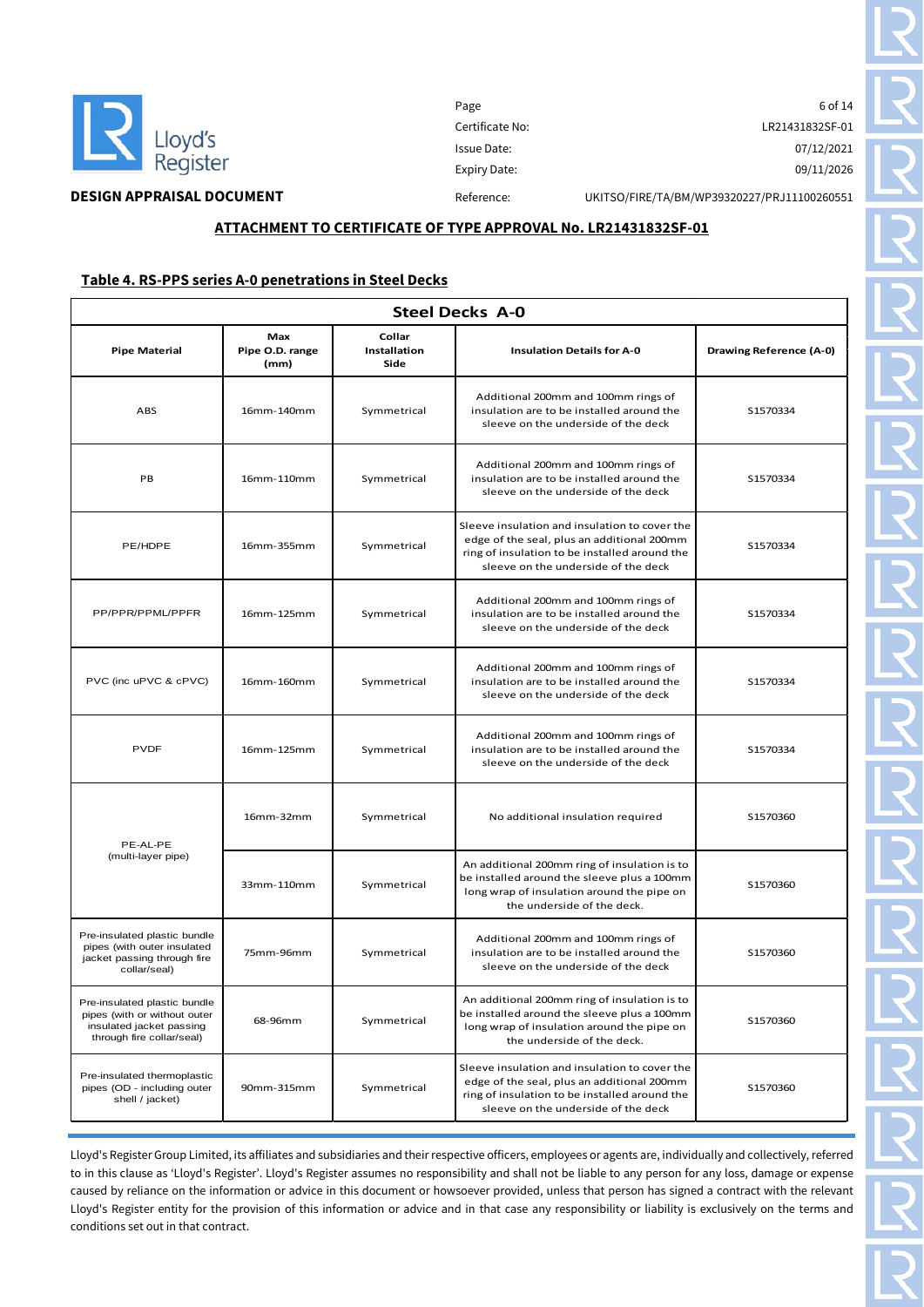**DESIGN APPRAISAL DOCUMENT**

| | |
|---|---|
| Certificate No: | LR21431832SF-01 |
| Issue Date: | 07/12/2021 |
| Expiry Date: | 09/11/2026 |
| Reference: | UKITSO/FIRE/TA/BM/WP39320227/PRJ11100260551 |

## ATTACHMENT TO CERTIFICATE OF TYPE APPROVAL No. LR21431832SF-01

### Table 4. RS-PPS series A-0 penetrations in Steel Decks

| Steel Decks A-0 | | | | |
|---|---|---|---|---|
| **Pipe Material** | **Max Pipe O.D. range (mm)** | **Collar Installation Side** | **Insulation Details for A-0** | **Drawing Reference (A-0)** |
| ABS | 16mm-140mm | Symmetrical | Additional 200mm and 100mm rings of insulation are to be installed around the sleeve on the underside of the deck | S1570334 |
| PB | 16mm-110mm | Symmetrical | Additional 200mm and 100mm rings of insulation are to be installed around the sleeve on the underside of the deck | S1570334 |
| PE/HDPE | 16mm-355mm | Symmetrical | Sleeve insulation and insulation to cover the edge of the seal, plus an additional 200mm ring of insulation to be installed around the sleeve on the underside of the deck | S1570334 |
| PP/PPR/PPML/PPFR | 16mm-125mm | Symmetrical | Additional 200mm and 100mm rings of insulation are to be installed around the sleeve on the underside of the deck | S1570334 |
| PVC (inc uPVC & cPVC) | 16mm-160mm | Symmetrical | Additional 200mm and 100mm rings of insulation are to be installed around the sleeve on the underside of the deck | S1570334 |
| PVDF | 16mm-125mm | Symmetrical | Additional 200mm and 100mm rings of insulation are to be installed around the sleeve on the underside of the deck | S1570334 |
| PE-AL-PE (multi-layer pipe) | 16mm-32mm | Symmetrical | No additional insulation required | S1570360 |
| | 33mm-110mm | Symmetrical | An additional 200mm ring of insulation is to be installed around the sleeve plus a 100mm long wrap of insulation around the pipe on the underside of the deck. | S1570360 |
| Pre-insulated plastic bundle pipes (with outer insulated jacket passing through fire collar/seal) | 75mm-96mm | Symmetrical | Additional 200mm and 100mm rings of insulation are to be installed around the sleeve on the underside of the deck | S1570360 |
| Pre-insulated plastic bundle pipes (with or without outer insulated jacket passing through fire collar/seal) | 68-96mm | Symmetrical | An additional 200mm ring of insulation is to be installed around the sleeve plus a 100mm long wrap of insulation around the pipe on the underside of the deck. | S1570360 |
| Pre-insulated thermoplastic pipes (OD - including outer shell / jacket) | 90mm-315mm | Symmetrical | Sleeve insulation and insulation to cover the edge of the seal, plus an additional 200mm ring of insulation to be installed around the sleeve on the underside of the deck | S1570360 |

Lloyd's Register Group Limited, its affiliates and subsidiaries and their respective officers, employees or agents are, individually and collectively, referred to in this clause as 'Lloyd's Register'. Lloyd's Register assumes no responsibility and shall not be liable to any person for any loss, damage or expense caused by reliance on the information or advice in this document or howsoever provided, unless that person has signed a contract with the relevant Lloyd's Register entity for the provision of this information or advice and in that case any responsibility or liability is exclusively on the terms and conditions set out in that contract.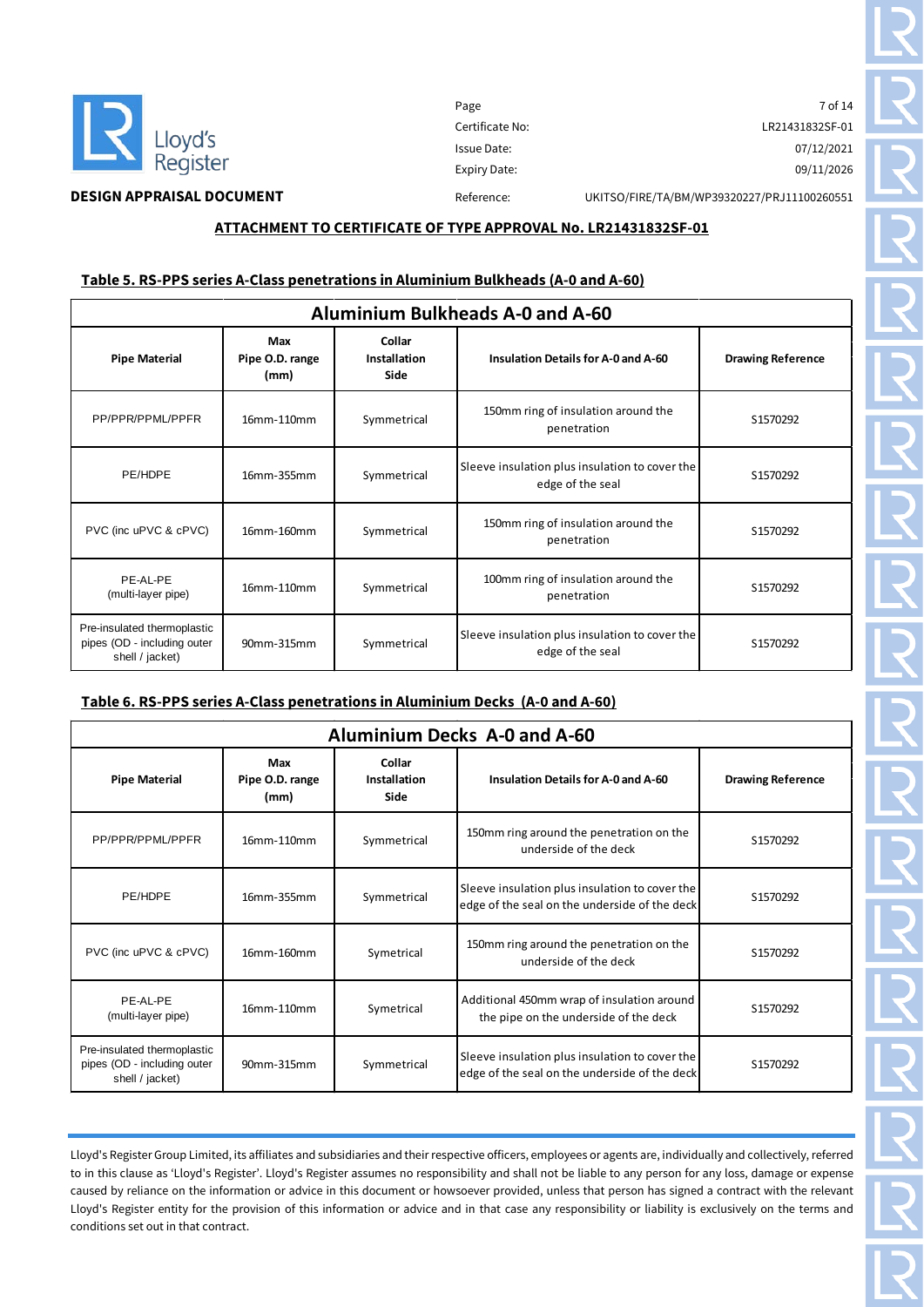**DESIGN APPRAISAL DOCUMENT**

| | |
|---|---|
| Certificate No: | LR21431832SF-01 |
| Issue Date: | 07/12/2021 |
| Expiry Date: | 09/11/2026 |
| Reference: | UKITSO/FIRE/TA/BM/WP39320227/PRJ11100260551 |

## ATTACHMENT TO CERTIFICATE OF TYPE APPROVAL No. LR21431832SF-01

### Table 5. RS-PPS series A-Class penetrations in Aluminium Bulkheads (A-0 and A-60)

| Aluminium Bulkheads A-0 and A-60 | | | | |
|---|---|---|---|---|
| **Pipe Material** | **Max Pipe O.D. range (mm)** | **Collar Installation Side** | **Insulation Details for A-0 and A-60** | **Drawing Reference** |
| PP/PPR/PPML/PPFR | 16mm-110mm | Symmetrical | 150mm ring of insulation around the penetration | S1570292 |
| PE/HDPE | 16mm-355mm | Symmetrical | Sleeve insulation plus insulation to cover the edge of the seal | S1570292 |
| PVC (inc uPVC & cPVC) | 16mm-160mm | Symmetrical | 150mm ring of insulation around the penetration | S1570292 |
| PE-AL-PE (multi-layer pipe) | 16mm-110mm | Symmetrical | 100mm ring of insulation around the penetration | S1570292 |
| Pre-insulated thermoplastic pipes (OD - including outer shell / jacket) | 90mm-315mm | Symmetrical | Sleeve insulation plus insulation to cover the edge of the seal | S1570292 |

### Table 6. RS-PPS series A-Class penetrations in Aluminium Decks (A-0 and A-60)

| Aluminium Decks A-0 and A-60 | | | | |
|---|---|---|---|---|
| **Pipe Material** | **Max Pipe O.D. range (mm)** | **Collar Installation Side** | **Insulation Details for A-0 and A-60** | **Drawing Reference** |
| PP/PPR/PPML/PPFR | 16mm-110mm | Symmetrical | 150mm ring around the penetration on the underside of the deck | S1570292 |
| PE/HDPE | 16mm-355mm | Symmetrical | Sleeve insulation plus insulation to cover the edge of the seal on the underside of the deck | S1570292 |
| PVC (inc uPVC & cPVC) | 16mm-160mm | Symetrical | 150mm ring around the penetration on the underside of the deck | S1570292 |
| PE-AL-PE (multi-layer pipe) | 16mm-110mm | Symetrical | Additional 450mm wrap of insulation around the pipe on the underside of the deck | S1570292 |
| Pre-insulated thermoplastic pipes (OD - including outer shell / jacket) | 90mm-315mm | Symmetrical | Sleeve insulation plus insulation to cover the edge of the seal on the underside of the deck | S1570292 |

Lloyd's Register Group Limited, its affiliates and subsidiaries and their respective officers, employees or agents are, individually and collectively, referred to in this clause as 'Lloyd's Register'. Lloyd's Register assumes no responsibility and shall not be liable to any person for any loss, damage or expense caused by reliance on the information or advice in this document or howsoever provided, unless that person has signed a contract with the relevant Lloyd's Register entity for the provision of this information or advice and in that case any responsibility or liability is exclusively on the terms and conditions set out in that contract.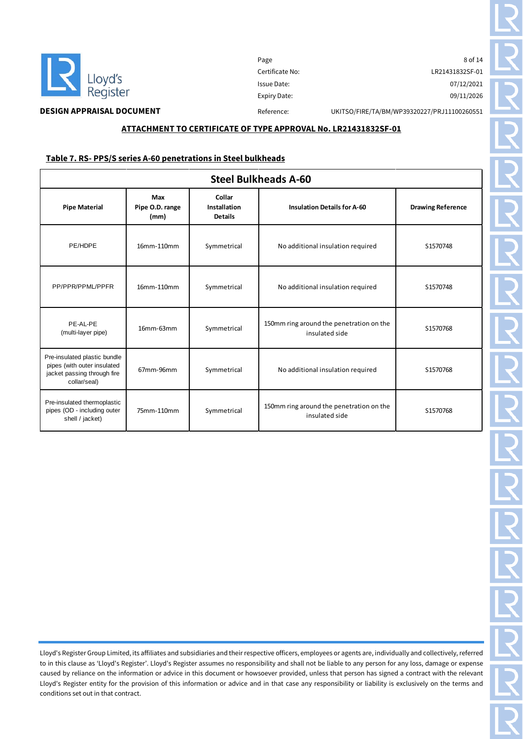**DESIGN APPRAISAL DOCUMENT**

| | |
|---|---|
| Certificate No: | LR21431832SF-01 |
| Issue Date: | 07/12/2021 |
| Expiry Date: | 09/11/2026 |
| Reference: | UKITSO/FIRE/TA/BM/WP39320227/PRJ11100260551 |

**ATTACHMENT TO CERTIFICATE OF TYPE APPROVAL No. LR21431832SF-01**

**Table 7. RS- PPS/S series A-60 penetrations in Steel bulkheads**

| Steel Bulkheads A-60 | | | | |
|---|---|---|---|---|
| **Pipe Material** | **Max Pipe O.D. range (mm)** | **Collar Installation Details** | **Insulation Details for A-60** | **Drawing Reference** |
| PE/HDPE | 16mm-110mm | Symmetrical | No additional insulation required | S1570748 |
| PP/PPR/PPML/PPFR | 16mm-110mm | Symmetrical | No additional insulation required | S1570748 |
| PE-AL-PE (multi-layer pipe) | 16mm-63mm | Symmetrical | 150mm ring around the penetration on the insulated side | S1570768 |
| Pre-insulated plastic bundle pipes (with outer insulated jacket passing through fire collar/seal) | 67mm-96mm | Symmetrical | No additional insulation required | S1570768 |
| Pre-insulated thermoplastic pipes (OD - including outer shell / jacket) | 75mm-110mm | Symmetrical | 150mm ring around the penetration on the insulated side | S1570768 |

Lloyd's Register Group Limited, its affiliates and subsidiaries and their respective officers, employees or agents are, individually and collectively, referred to in this clause as 'Lloyd's Register'. Lloyd's Register assumes no responsibility and shall not be liable to any person for any loss, damage or expense caused by reliance on the information or advice in this document or howsoever provided, unless that person has signed a contract with the relevant Lloyd's Register entity for the provision of this information or advice and in that case any responsibility or liability is exclusively on the terms and conditions set out in that contract.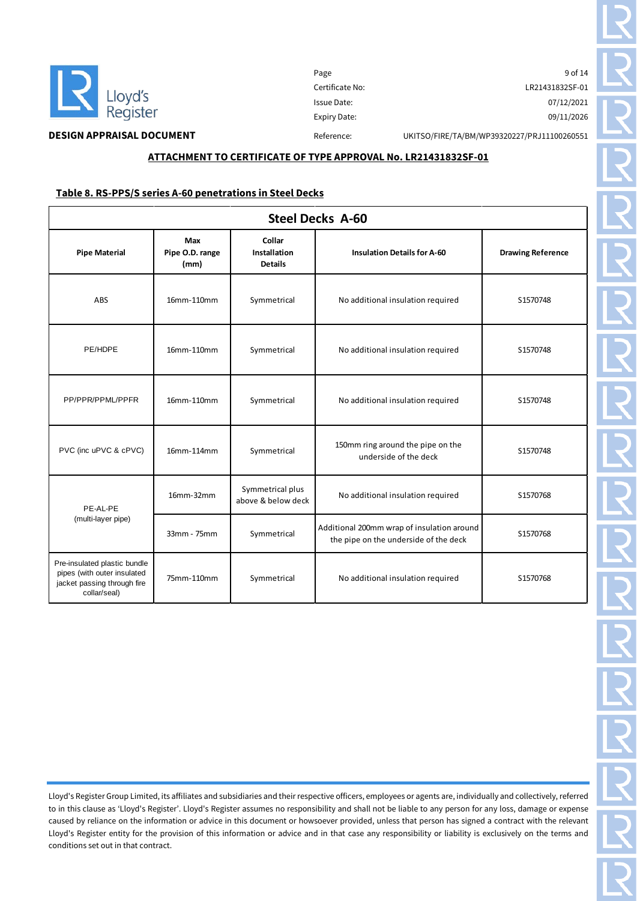**DESIGN APPRAISAL DOCUMENT**

| | |
|---|---|
| Certificate No: | LR21431832SF-01 |
| Issue Date: | 07/12/2021 |
| Expiry Date: | 09/11/2026 |
| Reference: | UKITSO/FIRE/TA/BM/WP39320227/PRJ11100260551 |

**ATTACHMENT TO CERTIFICATE OF TYPE APPROVAL No. LR21431832SF-01**

**Table 8. RS-PPS/S series A-60 penetrations in Steel Decks**

| Steel Decks A-60 | | | | |
|---|---|---|---|---|
| **Pipe Material** | **Max Pipe O.D. range (mm)** | **Collar Installation Details** | **Insulation Details for A-60** | **Drawing Reference** |
| ABS | 16mm-110mm | Symmetrical | No additional insulation required | S1570748 |
| PE/HDPE | 16mm-110mm | Symmetrical | No additional insulation required | S1570748 |
| PP/PPR/PPML/PPFR | 16mm-110mm | Symmetrical | No additional insulation required | S1570748 |
| PVC (inc uPVC & cPVC) | 16mm-114mm | Symmetrical | 150mm ring around the pipe on the underside of the deck | S1570748 |
| PE-AL-PE (multi-layer pipe) | 16mm-32mm | Symmetrical plus above & below deck | No additional insulation required | S1570768 |
| | 33mm - 75mm | Symmetrical | Additional 200mm wrap of insulation around the pipe on the underside of the deck | S1570768 |
| Pre-insulated plastic bundle pipes (with outer insulated jacket passing through fire collar/seal) | 75mm-110mm | Symmetrical | No additional insulation required | S1570768 |

Lloyd's Register Group Limited, its affiliates and subsidiaries and their respective officers, employees or agents are, individually and collectively, referred to in this clause as 'Lloyd's Register'. Lloyd's Register assumes no responsibility and shall not be liable to any person for any loss, damage or expense caused by reliance on the information or advice in this document or howsoever provided, unless that person has signed a contract with the relevant Lloyd's Register entity for the provision of this information or advice and in that case any responsibility or liability is exclusively on the terms and conditions set out in that contract.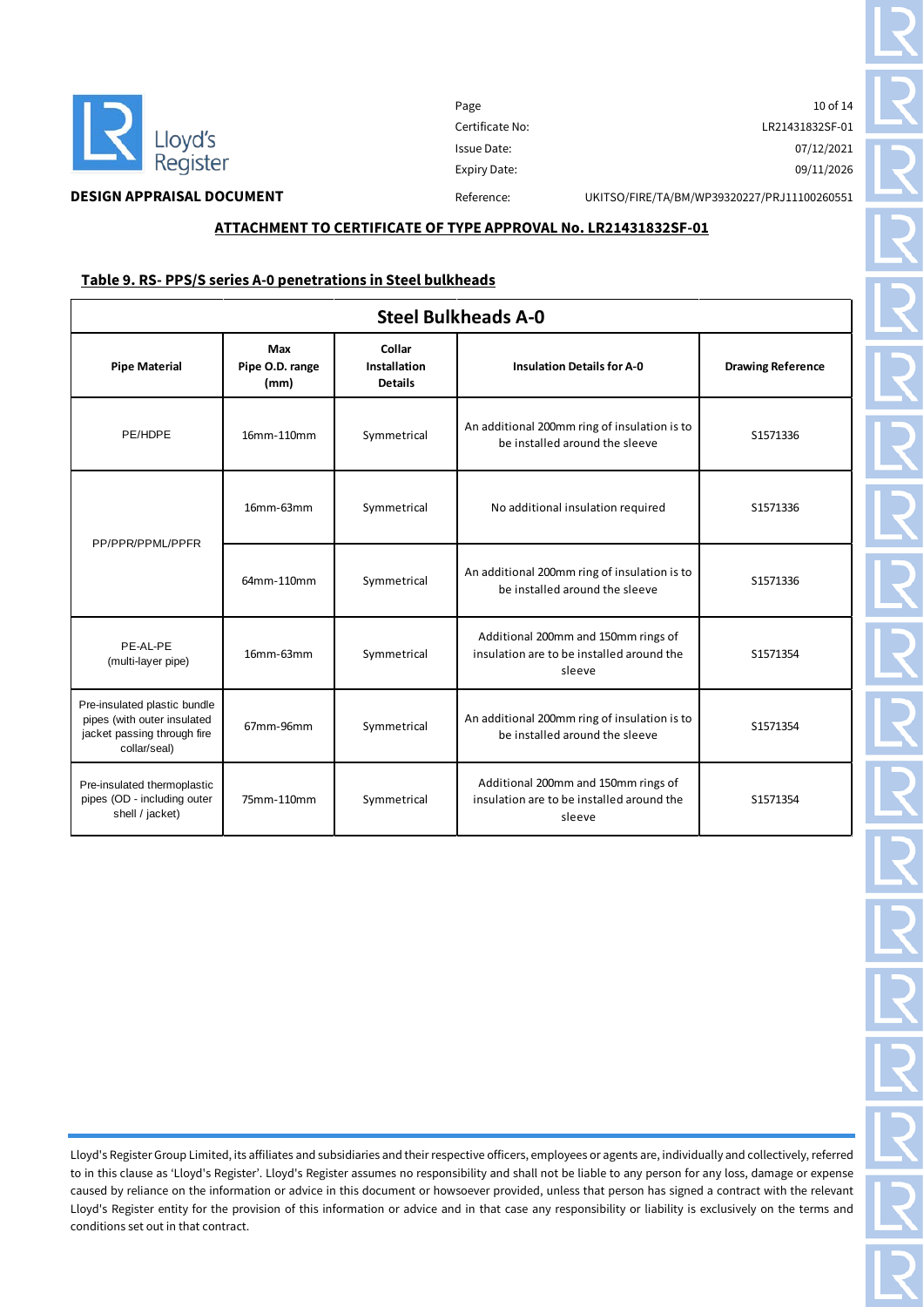**DESIGN APPRAISAL DOCUMENT**

| | |
|---|---|
| Certificate No: | LR21431832SF-01 |
| Issue Date: | 07/12/2021 |
| Expiry Date: | 09/11/2026 |
| Reference: | UKITSO/FIRE/TA/BM/WP39320227/PRJ11100260551 |

## ATTACHMENT TO CERTIFICATE OF TYPE APPROVAL No. LR21431832SF-01

### Table 9. RS- PPS/S series A-0 penetrations in Steel bulkheads

| Steel Bulkheads A-0 | | | | |
|---|---|---|---|---|
| **Pipe Material** | **Max Pipe O.D. range (mm)** | **Collar Installation Details** | **Insulation Details for A-0** | **Drawing Reference** |
| PE/HDPE | 16mm-110mm | Symmetrical | An additional 200mm ring of insulation is to be installed around the sleeve | S1571336 |
| PP/PPR/PPML/PPFR | 16mm-63mm | Symmetrical | No additional insulation required | S1571336 |
| | 64mm-110mm | Symmetrical | An additional 200mm ring of insulation is to be installed around the sleeve | S1571336 |
| PE-AL-PE (multi-layer pipe) | 16mm-63mm | Symmetrical | Additional 200mm and 150mm rings of insulation are to be installed around the sleeve | S1571354 |
| Pre-insulated plastic bundle pipes (with outer insulated jacket passing through fire collar/seal) | 67mm-96mm | Symmetrical | An additional 200mm ring of insulation is to be installed around the sleeve | S1571354 |
| Pre-insulated thermoplastic pipes (OD - including outer shell / jacket) | 75mm-110mm | Symmetrical | Additional 200mm and 150mm rings of insulation are to be installed around the sleeve | S1571354 |

Lloyd's Register Group Limited, its affiliates and subsidiaries and their respective officers, employees or agents are, individually and collectively, referred to in this clause as 'Lloyd's Register'. Lloyd's Register assumes no responsibility and shall not be liable to any person for any loss, damage or expense caused by reliance on the information or advice in this document or howsoever provided, unless that person has signed a contract with the relevant Lloyd's Register entity for the provision of this information or advice and in that case any responsibility or liability is exclusively on the terms and conditions set out in that contract.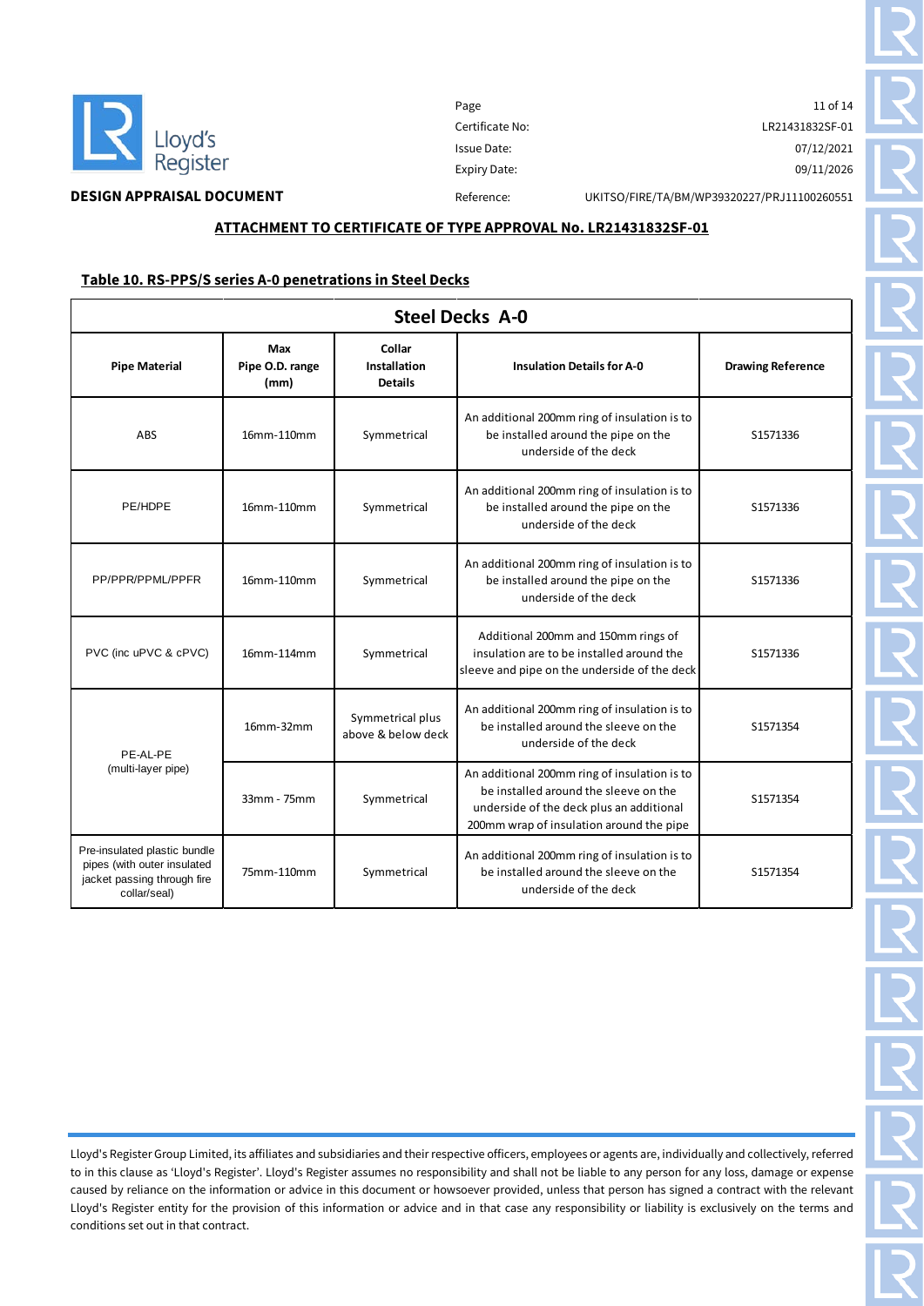**DESIGN APPRAISAL DOCUMENT**

| | |
|---|---|
| Certificate No: | LR21431832SF-01 |
| Issue Date: | 07/12/2021 |
| Expiry Date: | 09/11/2026 |
| Reference: | UKITSO/FIRE/TA/BM/WP39320227/PRJ11100260551 |

## ATTACHMENT TO CERTIFICATE OF TYPE APPROVAL No. LR21431832SF-01

### Table 10. RS-PPS/S series A-0 penetrations in Steel Decks

| Steel Decks A-0 | | | | |
|---|---|---|---|---|
| **Pipe Material** | **Max Pipe O.D. range (mm)** | **Collar Installation Details** | **Insulation Details for A-0** | **Drawing Reference** |
| ABS | 16mm-110mm | Symmetrical | An additional 200mm ring of insulation is to be installed around the pipe on the underside of the deck | S1571336 |
| PE/HDPE | 16mm-110mm | Symmetrical | An additional 200mm ring of insulation is to be installed around the pipe on the underside of the deck | S1571336 |
| PP/PPR/PPML/PPFR | 16mm-110mm | Symmetrical | An additional 200mm ring of insulation is to be installed around the pipe on the underside of the deck | S1571336 |
| PVC (inc uPVC & cPVC) | 16mm-114mm | Symmetrical | Additional 200mm and 150mm rings of insulation are to be installed around the sleeve and pipe on the underside of the deck | S1571336 |
| PE-AL-PE (multi-layer pipe) | 16mm-32mm | Symmetrical plus above & below deck | An additional 200mm ring of insulation is to be installed around the sleeve on the underside of the deck | S1571354 |
| | 33mm - 75mm | Symmetrical | An additional 200mm ring of insulation is to be installed around the sleeve on the underside of the deck plus an additional 200mm wrap of insulation around the pipe | S1571354 |
| Pre-insulated plastic bundle pipes (with outer insulated jacket passing through fire collar/seal) | 75mm-110mm | Symmetrical | An additional 200mm ring of insulation is to be installed around the sleeve on the underside of the deck | S1571354 |

Lloyd's Register Group Limited, its affiliates and subsidiaries and their respective officers, employees or agents are, individually and collectively, referred to in this clause as 'Lloyd's Register'. Lloyd's Register assumes no responsibility and shall not be liable to any person for any loss, damage or expense caused by reliance on the information or advice in this document or howsoever provided, unless that person has signed a contract with the relevant Lloyd's Register entity for the provision of this information or advice and in that case any responsibility or liability is exclusively on the terms and conditions set out in that contract.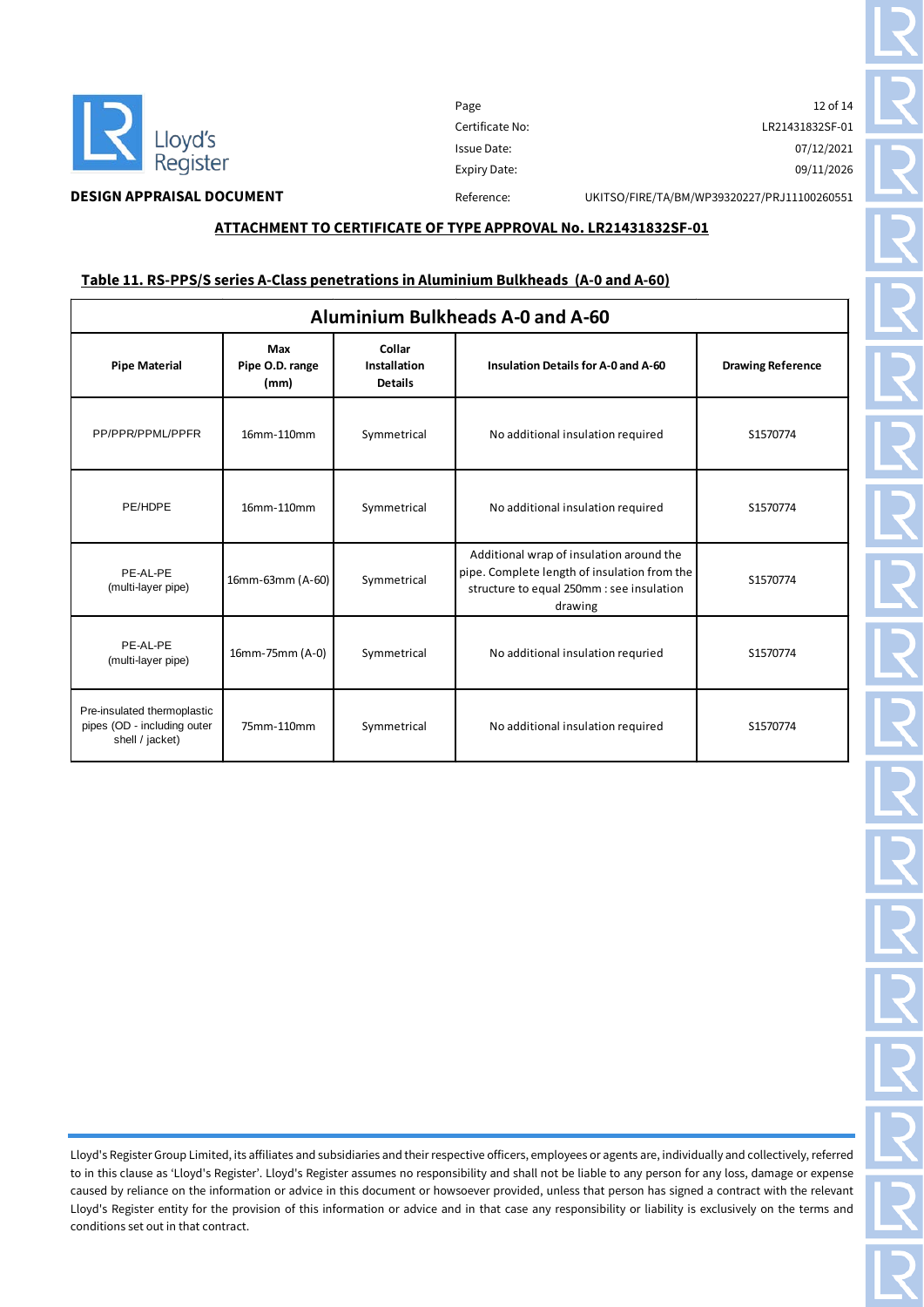**DESIGN APPRAISAL DOCUMENT**

| | |
|---|---|
| Certificate No: | LR21431832SF-01 |
| Issue Date: | 07/12/2021 |
| Expiry Date: | 09/11/2026 |
| Reference: | UKITSO/FIRE/TA/BM/WP39320227/PRJ11100260551 |

**ATTACHMENT TO CERTIFICATE OF TYPE APPROVAL No. LR21431832SF-01**

**Table 11. RS-PPS/S series A-Class penetrations in Aluminium Bulkheads (A-0 and A-60)**

| Aluminium Bulkheads A-0 and A-60 | | | | |
|---|---|---|---|---|
| **Pipe Material** | **Max Pipe O.D. range (mm)** | **Collar Installation Details** | **Insulation Details for A-0 and A-60** | **Drawing Reference** |
| PP/PPR/PPML/PPFR | 16mm-110mm | Symmetrical | No additional insulation required | S1570774 |
| PE/HDPE | 16mm-110mm | Symmetrical | No additional insulation required | S1570774 |
| PE-AL-PE (multi-layer pipe) | 16mm-63mm (A-60) | Symmetrical | Additional wrap of insulation around the pipe. Complete length of insulation from the structure to equal 250mm : see insulation drawing | S1570774 |
| PE-AL-PE (multi-layer pipe) | 16mm-75mm (A-0) | Symmetrical | No additional insulation requried | S1570774 |
| Pre-insulated thermoplastic pipes (OD - including outer shell / jacket) | 75mm-110mm | Symmetrical | No additional insulation required | S1570774 |

Lloyd's Register Group Limited, its affiliates and subsidiaries and their respective officers, employees or agents are, individually and collectively, referred to in this clause as 'Lloyd's Register'. Lloyd's Register assumes no responsibility and shall not be liable to any person for any loss, damage or expense caused by reliance on the information or advice in this document or howsoever provided, unless that person has signed a contract with the relevant Lloyd's Register entity for the provision of this information or advice and in that case any responsibility or liability is exclusively on the terms and conditions set out in that contract.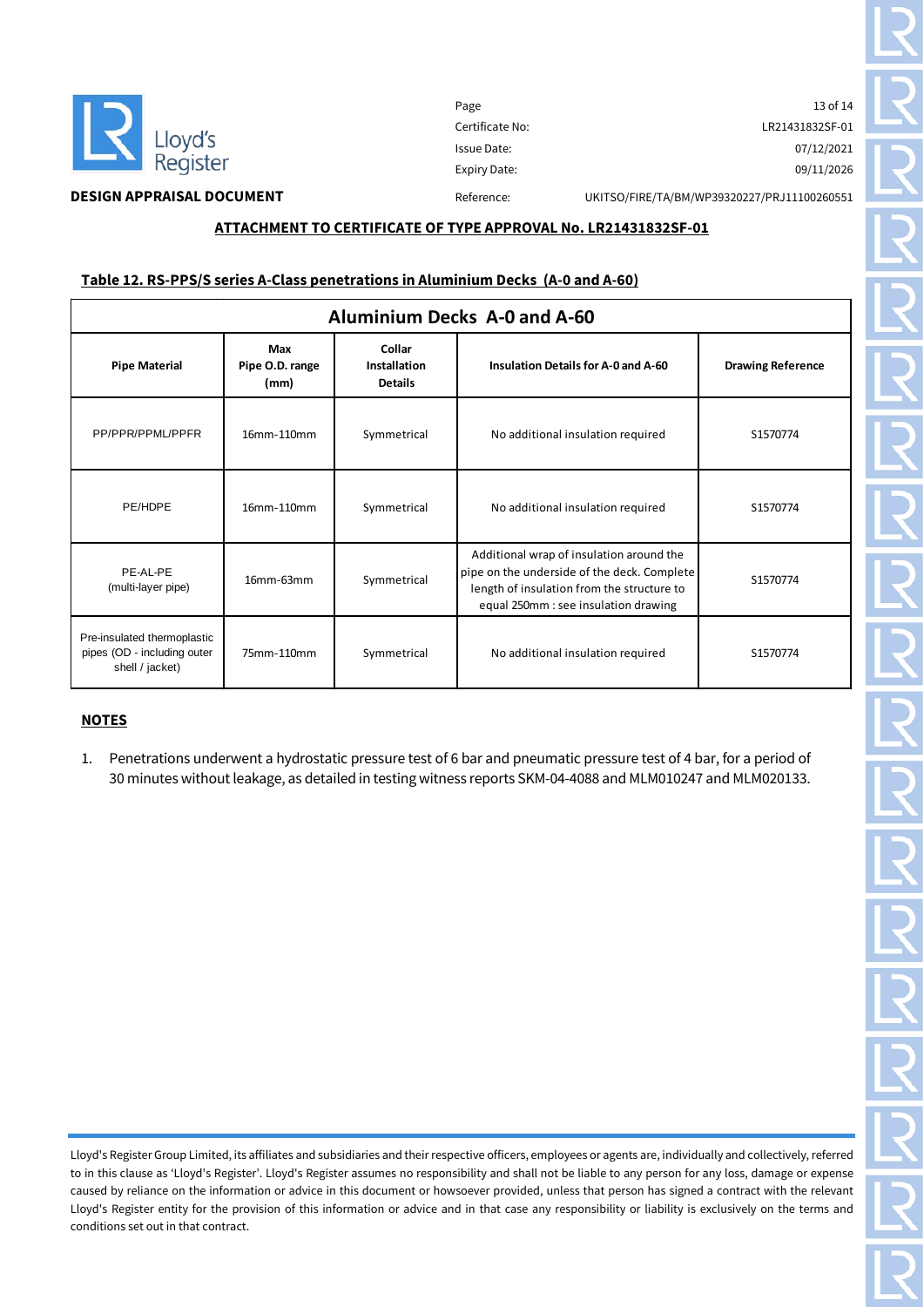**DESIGN APPRAISAL DOCUMENT**

| | |
|---|---|
| Certificate No: | LR21431832SF-01 |
| Issue Date: | 07/12/2021 |
| Expiry Date: | 09/11/2026 |
| Reference: | UKITSO/FIRE/TA/BM/WP39320227/PRJ11100260551 |

## ATTACHMENT TO CERTIFICATE OF TYPE APPROVAL No. LR21431832SF-01

### Table 12. RS-PPS/S series A-Class penetrations in Aluminium Decks (A-0 and A-60)

| Aluminium Decks A-0 and A-60 | | | | |
|---|---|---|---|---|
| **Pipe Material** | **Max Pipe O.D. range (mm)** | **Collar Installation Details** | **Insulation Details for A-0 and A-60** | **Drawing Reference** |
| PP/PPR/PPML/PPFR | 16mm-110mm | Symmetrical | No additional insulation required | S1570774 |
| PE/HDPE | 16mm-110mm | Symmetrical | No additional insulation required | S1570774 |
| PE-AL-PE (multi-layer pipe) | 16mm-63mm | Symmetrical | Additional wrap of insulation around the pipe on the underside of the deck. Complete length of insulation from the structure to equal 250mm : see insulation drawing | S1570774 |
| Pre-insulated thermoplastic pipes (OD - including outer shell / jacket) | 75mm-110mm | Symmetrical | No additional insulation required | S1570774 |

**NOTES**

1. Penetrations underwent a hydrostatic pressure test of 6 bar and pneumatic pressure test of 4 bar, for a period of 30 minutes without leakage, as detailed in testing witness reports SKM-04-4088 and MLM010247 and MLM020133.

Lloyd's Register Group Limited, its affiliates and subsidiaries and their respective officers, employees or agents are, individually and collectively, referred to in this clause as 'Lloyd's Register'. Lloyd's Register assumes no responsibility and shall not be liable to any person for any loss, damage or expense caused by reliance on the information or advice in this document or howsoever provided, unless that person has signed a contract with the relevant Lloyd's Register entity for the provision of this information or advice and in that case any responsibility or liability is exclusively on the terms and conditions set out in that contract.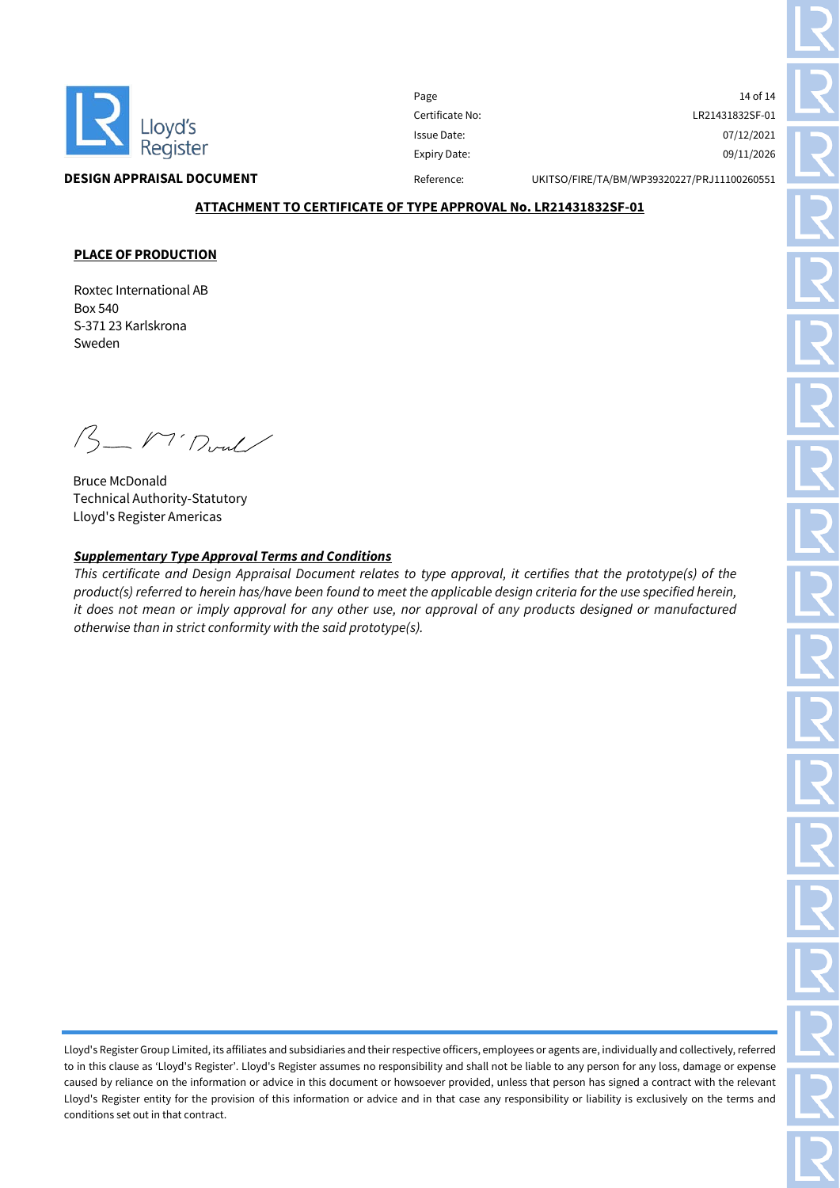**DESIGN APPRAISAL DOCUMENT**

| | |
|---|---|
| Certificate No: | LR21431832SF-01 |
| Issue Date: | 07/12/2021 |
| Expiry Date: | 09/11/2026 |
| Reference: | UKITSO/FIRE/TA/BM/WP39320227/PRJ11100260551 |

**ATTACHMENT TO CERTIFICATE OF TYPE APPROVAL No. LR21431832SF-01**

**PLACE OF PRODUCTION**

Roxtec International AB
Box 540
S-371 23 Karlskrona
Sweden

Bruce McDonald
Technical Authority-Statutory
Lloyd's Register Americas

***Supplementary Type Approval Terms and Conditions***

*This certificate and Design Appraisal Document relates to type approval, it certifies that the prototype(s) of the product(s) referred to herein has/have been found to meet the applicable design criteria for the use specified herein, it does not mean or imply approval for any other use, nor approval of any products designed or manufactured otherwise than in strict conformity with the said prototype(s).*

Lloyd's Register Group Limited, its affiliates and subsidiaries and their respective officers, employees or agents are, individually and collectively, referred to in this clause as 'Lloyd's Register'. Lloyd's Register assumes no responsibility and shall not be liable to any person for any loss, damage or expense caused by reliance on the information or advice in this document or howsoever provided, unless that person has signed a contract with the relevant Lloyd's Register entity for the provision of this information or advice and in that case any responsibility or liability is exclusively on the terms and conditions set out in that contract.